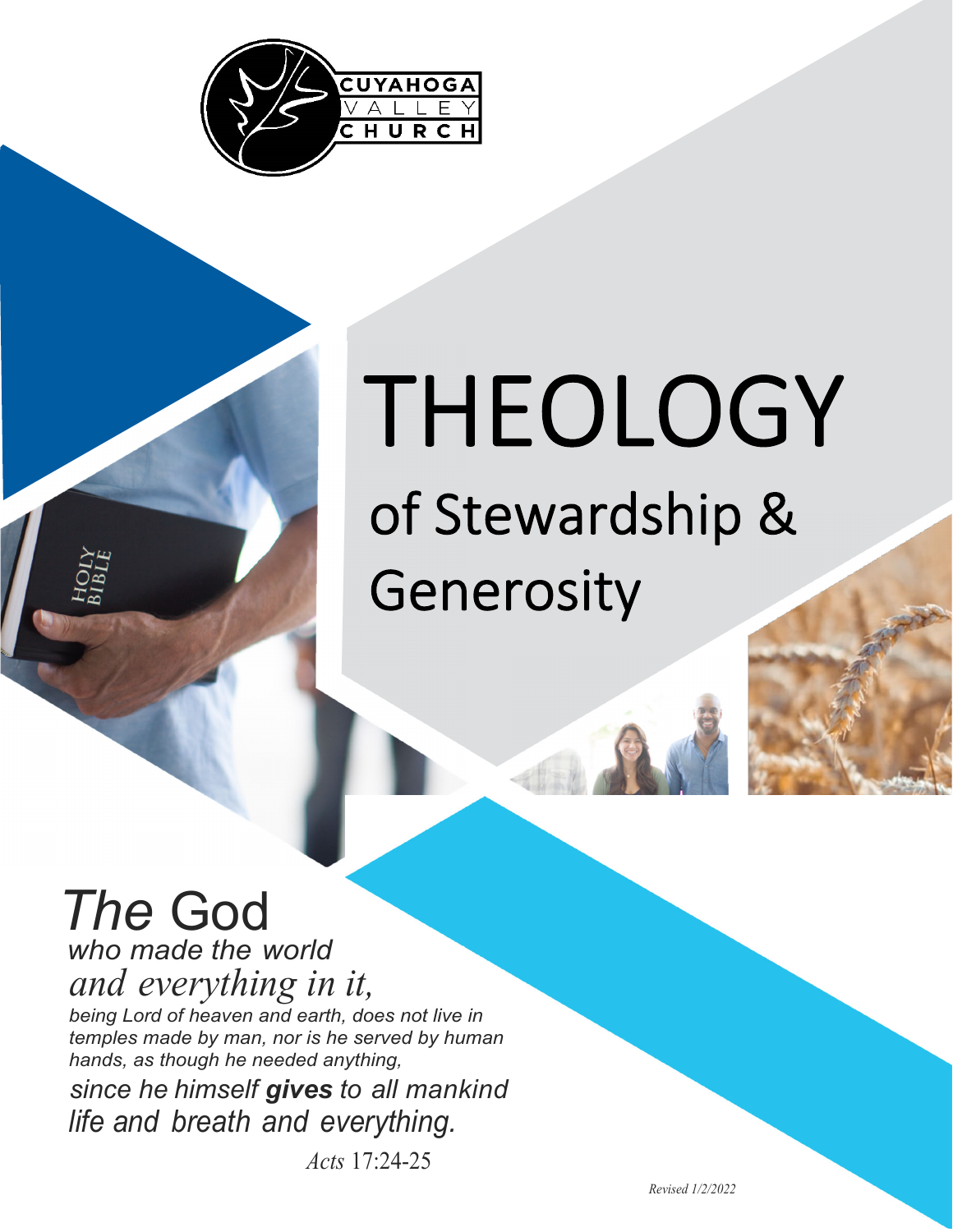CUYAHOGA VALLEY CHURCH

# THEOLOGY

## of Stewardship & Generosity

*The* God *who made the world and everything in it, being Lord of heaven and earth, does not live in temples made by man, nor is he served by human hands, as though he needed anything, since he himself **gives** to all mankind life and breath and everything.*

*Acts* 17:24-25

*Revised 1/2/2022*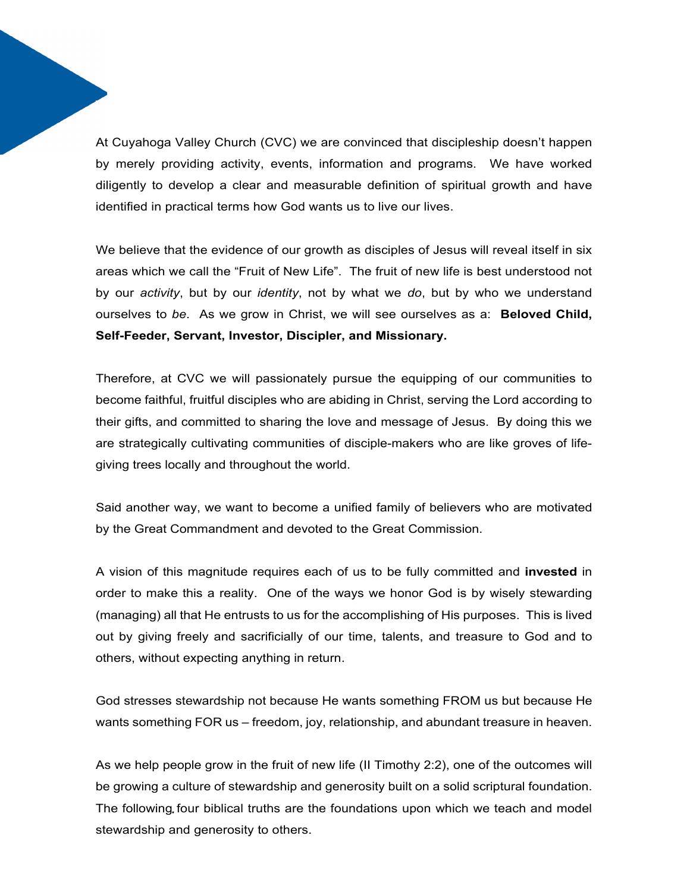At Cuyahoga Valley Church (CVC) we are convinced that discipleship doesn't happen by merely providing activity, events, information and programs. We have worked diligently to develop a clear and measurable definition of spiritual growth and have identified in practical terms how God wants us to live our lives.

We believe that the evidence of our growth as disciples of Jesus will reveal itself in six areas which we call the "Fruit of New Life". The fruit of new life is best understood not by our *activity*, but by our *identity*, not by what we *do*, but by who we understand ourselves to *be*. As we grow in Christ, we will see ourselves as a: **Beloved Child, Self-Feeder, Servant, Investor, Discipler, and Missionary.**

Therefore, at CVC we will passionately pursue the equipping of our communities to become faithful, fruitful disciples who are abiding in Christ, serving the Lord according to their gifts, and committed to sharing the love and message of Jesus. By doing this we are strategically cultivating communities of disciple-makers who are like groves of life-giving trees locally and throughout the world.

Said another way, we want to become a unified family of believers who are motivated by the Great Commandment and devoted to the Great Commission.

A vision of this magnitude requires each of us to be fully committed and **invested** in order to make this a reality. One of the ways we honor God is by wisely stewarding (managing) all that He entrusts to us for the accomplishing of His purposes. This is lived out by giving freely and sacrificially of our time, talents, and treasure to God and to others, without expecting anything in return.

God stresses stewardship not because He wants something FROM us but because He wants something FOR us – freedom, joy, relationship, and abundant treasure in heaven.

As we help people grow in the fruit of new life (II Timothy 2:2), one of the outcomes will be growing a culture of stewardship and generosity built on a solid scriptural foundation. The following, four biblical truths are the foundations upon which we teach and model stewardship and generosity to others.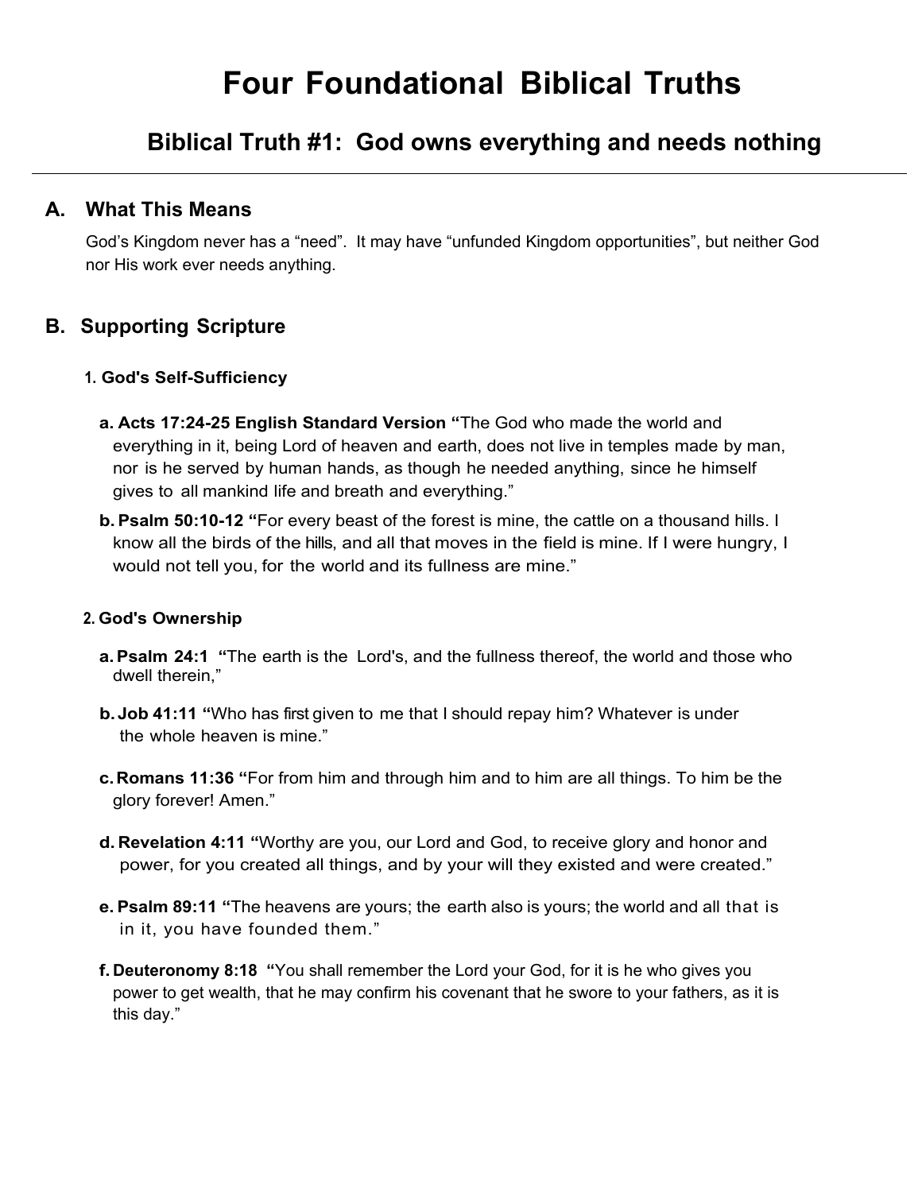# Four Foundational Biblical Truths

## Biblical Truth #1: God owns everything and needs nothing

---

### A. What This Means

God's Kingdom never has a "need". It may have "unfunded Kingdom opportunities", but neither God nor His work ever needs anything.

### B. Supporting Scripture

#### 1. God's Self-Sufficiency

**a. Acts 17:24-25 English Standard Version "**The God who made the world and everything in it, being Lord of heaven and earth, does not live in temples made by man, nor is he served by human hands, as though he needed anything, since he himself gives to all mankind life and breath and everything."

**b. Psalm 50:10-12 "**For every beast of the forest is mine, the cattle on a thousand hills. I know all the birds of the hills, and all that moves in the field is mine. If I were hungry, I would not tell you, for the world and its fullness are mine."

#### 2. God's Ownership

**a. Psalm 24:1 "**The earth is the Lord's, and the fullness thereof, the world and those who dwell therein,"

**b. Job 41:11 "**Who has first given to me that I should repay him? Whatever is under the whole heaven is mine."

**c. Romans 11:36 "**For from him and through him and to him are all things. To him be the glory forever! Amen."

**d. Revelation 4:11 "**Worthy are you, our Lord and God, to receive glory and honor and power, for you created all things, and by your will they existed and were created."

**e. Psalm 89:11 "**The heavens are yours; the earth also is yours; the world and all that is in it, you have founded them."

**f. Deuteronomy 8:18 "**You shall remember the Lord your God, for it is he who gives you power to get wealth, that he may confirm his covenant that he swore to your fathers, as it is this day."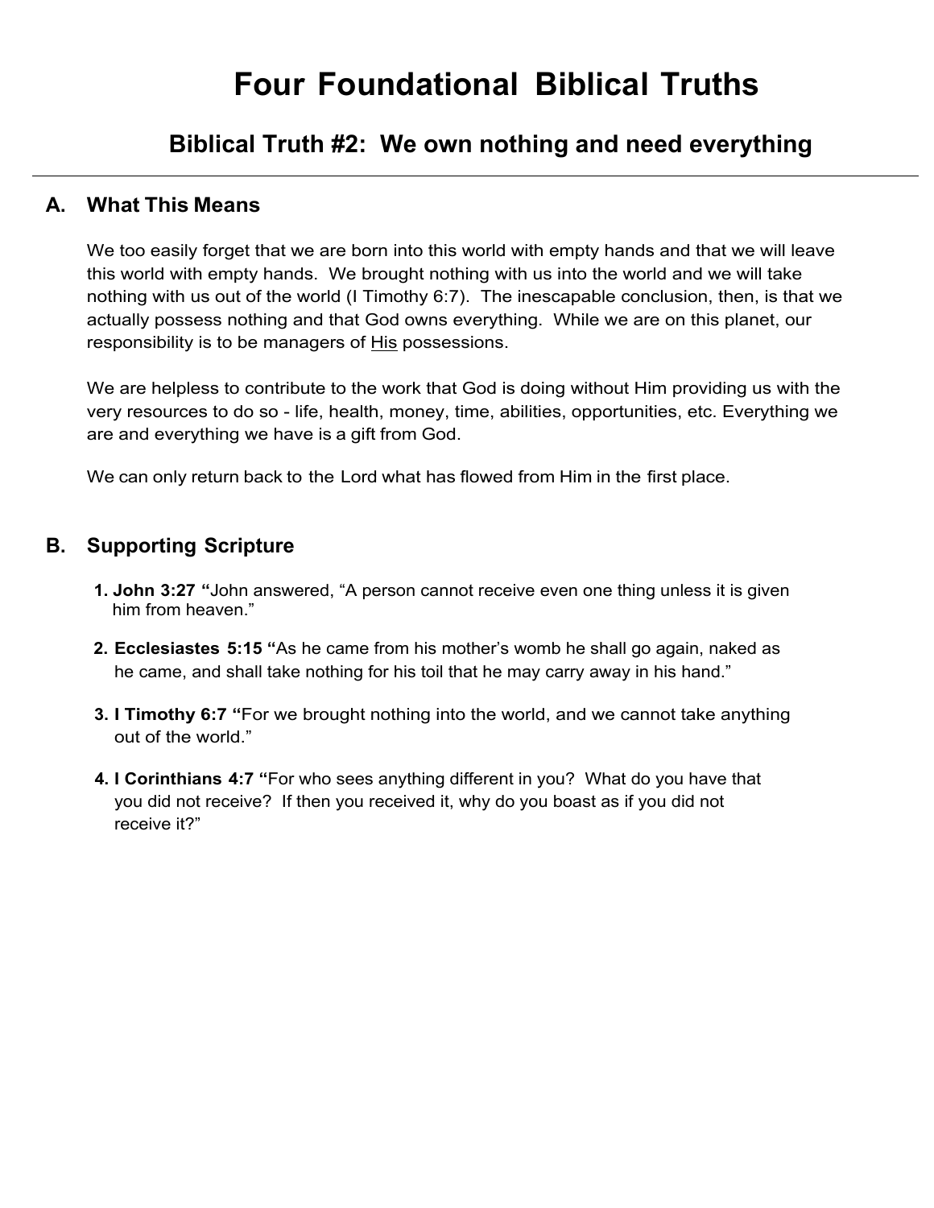# Four Foundational Biblical Truths

## Biblical Truth #2: We own nothing and need everything

---

### A. What This Means

We too easily forget that we are born into this world with empty hands and that we will leave this world with empty hands. We brought nothing with us into the world and we will take nothing with us out of the world (I Timothy 6:7). The inescapable conclusion, then, is that we actually possess nothing and that God owns everything. While we are on this planet, our responsibility is to be managers of <u>His</u> possessions.

We are helpless to contribute to the work that God is doing without Him providing us with the very resources to do so - life, health, money, time, abilities, opportunities, etc. Everything we are and everything we have is a gift from God.

We can only return back to the Lord what has flowed from Him in the first place.

### B. Supporting Scripture

1. **John 3:27 "**John answered, "A person cannot receive even one thing unless it is given him from heaven."
2. **Ecclesiastes 5:15 "**As he came from his mother's womb he shall go again, naked as he came, and shall take nothing for his toil that he may carry away in his hand."
3. **I Timothy 6:7 "**For we brought nothing into the world, and we cannot take anything out of the world."
4. **I Corinthians 4:7 "**For who sees anything different in you? What do you have that you did not receive? If then you received it, why do you boast as if you did not receive it?"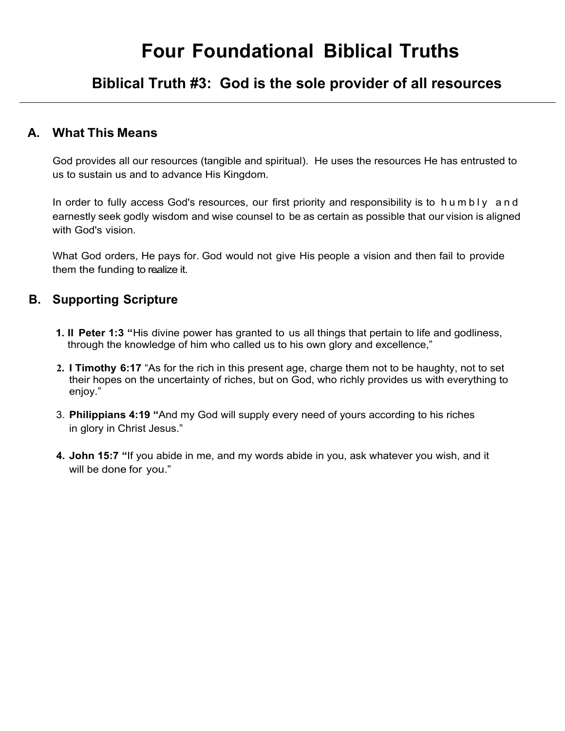# Four Foundational Biblical Truths

## Biblical Truth #3: God is the sole provider of all resources

### A. What This Means

God provides all our resources (tangible and spiritual). He uses the resources He has entrusted to us to sustain us and to advance His Kingdom.

In order to fully access God's resources, our first priority and responsibility is to humbly and earnestly seek godly wisdom and wise counsel to be as certain as possible that our vision is aligned with God's vision.

What God orders, He pays for. God would not give His people a vision and then fail to provide them the funding to realize it.

### B. Supporting Scripture

1. **II Peter 1:3 "**His divine power has granted to us all things that pertain to life and godliness, through the knowledge of him who called us to his own glory and excellence,"
2. **I Timothy 6:17** "As for the rich in this present age, charge them not to be haughty, not to set their hopes on the uncertainty of riches, but on God, who richly provides us with everything to enjoy."
3. **Philippians 4:19 "**And my God will supply every need of yours according to his riches in glory in Christ Jesus."
4. **John 15:7 "**If you abide in me, and my words abide in you, ask whatever you wish, and it will be done for you."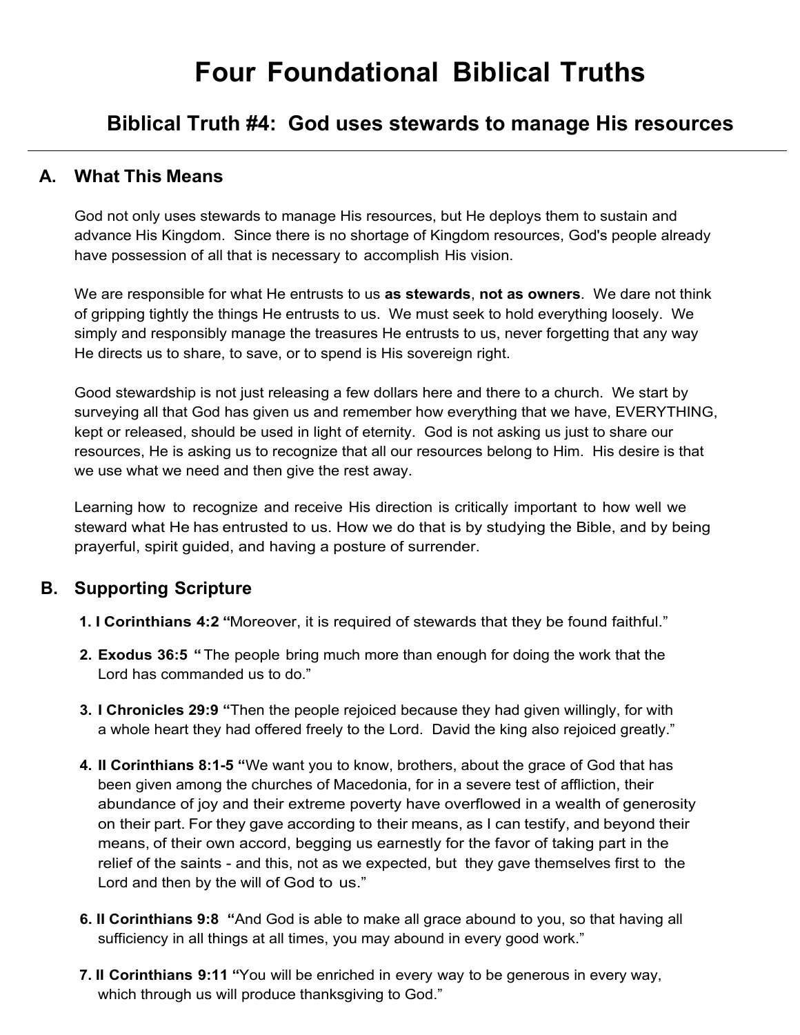# Four Foundational Biblical Truths

## Biblical Truth #4: God uses stewards to manage His resources

### A. What This Means

God not only uses stewards to manage His resources, but He deploys them to sustain and advance His Kingdom. Since there is no shortage of Kingdom resources, God's people already have possession of all that is necessary to accomplish His vision.

We are responsible for what He entrusts to us **as stewards**, **not as owners**. We dare not think of gripping tightly the things He entrusts to us. We must seek to hold everything loosely. We simply and responsibly manage the treasures He entrusts to us, never forgetting that any way He directs us to share, to save, or to spend is His sovereign right.

Good stewardship is not just releasing a few dollars here and there to a church. We start by surveying all that God has given us and remember how everything that we have, EVERYTHING, kept or released, should be used in light of eternity. God is not asking us just to share our resources, He is asking us to recognize that all our resources belong to Him. His desire is that we use what we need and then give the rest away.

Learning how to recognize and receive His direction is critically important to how well we steward what He has entrusted to us. How we do that is by studying the Bible, and by being prayerful, spirit guided, and having a posture of surrender.

### B. Supporting Scripture

1. **I Corinthians 4:2 "**Moreover, it is required of stewards that they be found faithful."

2. **Exodus 36:5 "** The people bring much more than enough for doing the work that the Lord has commanded us to do."

3. **I Chronicles 29:9 "**Then the people rejoiced because they had given willingly, for with a whole heart they had offered freely to the Lord. David the king also rejoiced greatly."

4. **II Corinthians 8:1-5 "**We want you to know, brothers, about the grace of God that has been given among the churches of Macedonia, for in a severe test of affliction, their abundance of joy and their extreme poverty have overflowed in a wealth of generosity on their part. For they gave according to their means, as I can testify, and beyond their means, of their own accord, begging us earnestly for the favor of taking part in the relief of the saints - and this, not as we expected, but they gave themselves first to the Lord and then by the will of God to us."

6. **II Corinthians 9:8 "**And God is able to make all grace abound to you, so that having all sufficiency in all things at all times, you may abound in every good work."

7. **II Corinthians 9:11 "**You will be enriched in every way to be generous in every way, which through us will produce thanksgiving to God."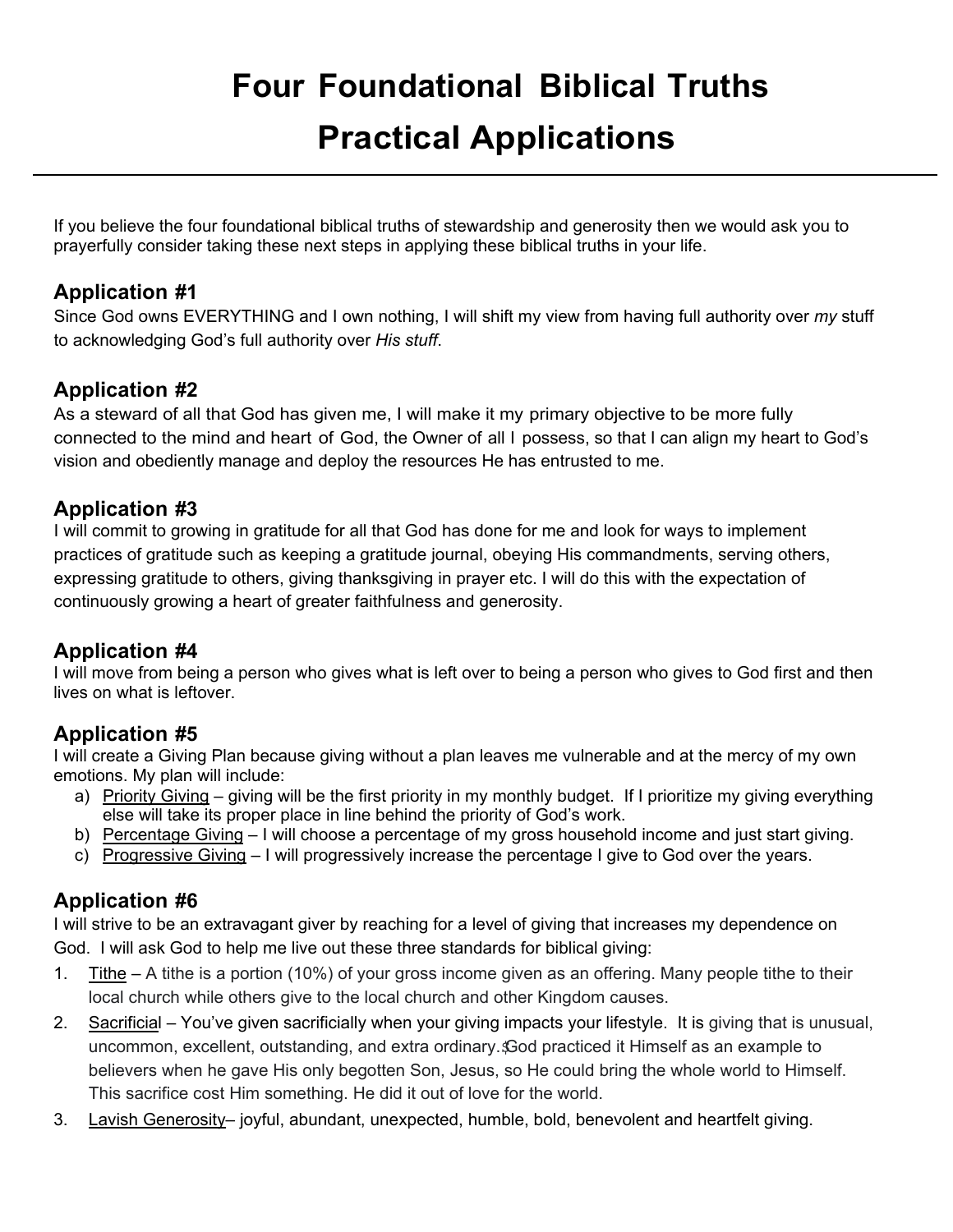# Four Foundational Biblical Truths
# Practical Applications

---

If you believe the four foundational biblical truths of stewardship and generosity then we would ask you to prayerfully consider taking these next steps in applying these biblical truths in your life.

## Application #1

Since God owns EVERYTHING and I own nothing, I will shift my view from having full authority over *my* stuff to acknowledging God's full authority over *His stuff*.

## Application #2

As a steward of all that God has given me, I will make it my primary objective to be more fully connected to the mind and heart of God, the Owner of all I possess, so that I can align my heart to God's vision and obediently manage and deploy the resources He has entrusted to me.

## Application #3

I will commit to growing in gratitude for all that God has done for me and look for ways to implement practices of gratitude such as keeping a gratitude journal, obeying His commandments, serving others, expressing gratitude to others, giving thanksgiving in prayer etc. I will do this with the expectation of continuously growing a heart of greater faithfulness and generosity.

## Application #4

I will move from being a person who gives what is left over to being a person who gives to God first and then lives on what is leftover.

## Application #5

I will create a Giving Plan because giving without a plan leaves me vulnerable and at the mercy of my own emotions. My plan will include:

a) <u>Priority Giving</u> – giving will be the first priority in my monthly budget. If I prioritize my giving everything else will take its proper place in line behind the priority of God's work.
b) <u>Percentage Giving</u> – I will choose a percentage of my gross household income and just start giving.
c) <u>Progressive Giving</u> – I will progressively increase the percentage I give to God over the years.

## Application #6

I will strive to be an extravagant giver by reaching for a level of giving that increases my dependence on God. I will ask God to help me live out these three standards for biblical giving:

1. <u>Tithe</u> – A tithe is a portion (10%) of your gross income given as an offering. Many people tithe to their local church while others give to the local church and other Kingdom causes.
2. <u>Sacrificial</u> – You've given sacrificially when your giving impacts your lifestyle. It is giving that is unusual, uncommon, excellent, outstanding, and extra ordinary. God practiced it Himself as an example to believers when he gave His only begotten Son, Jesus, so He could bring the whole world to Himself. This sacrifice cost Him something. He did it out of love for the world.
3. <u>Lavish Generosity</u>– joyful, abundant, unexpected, humble, bold, benevolent and heartfelt giving.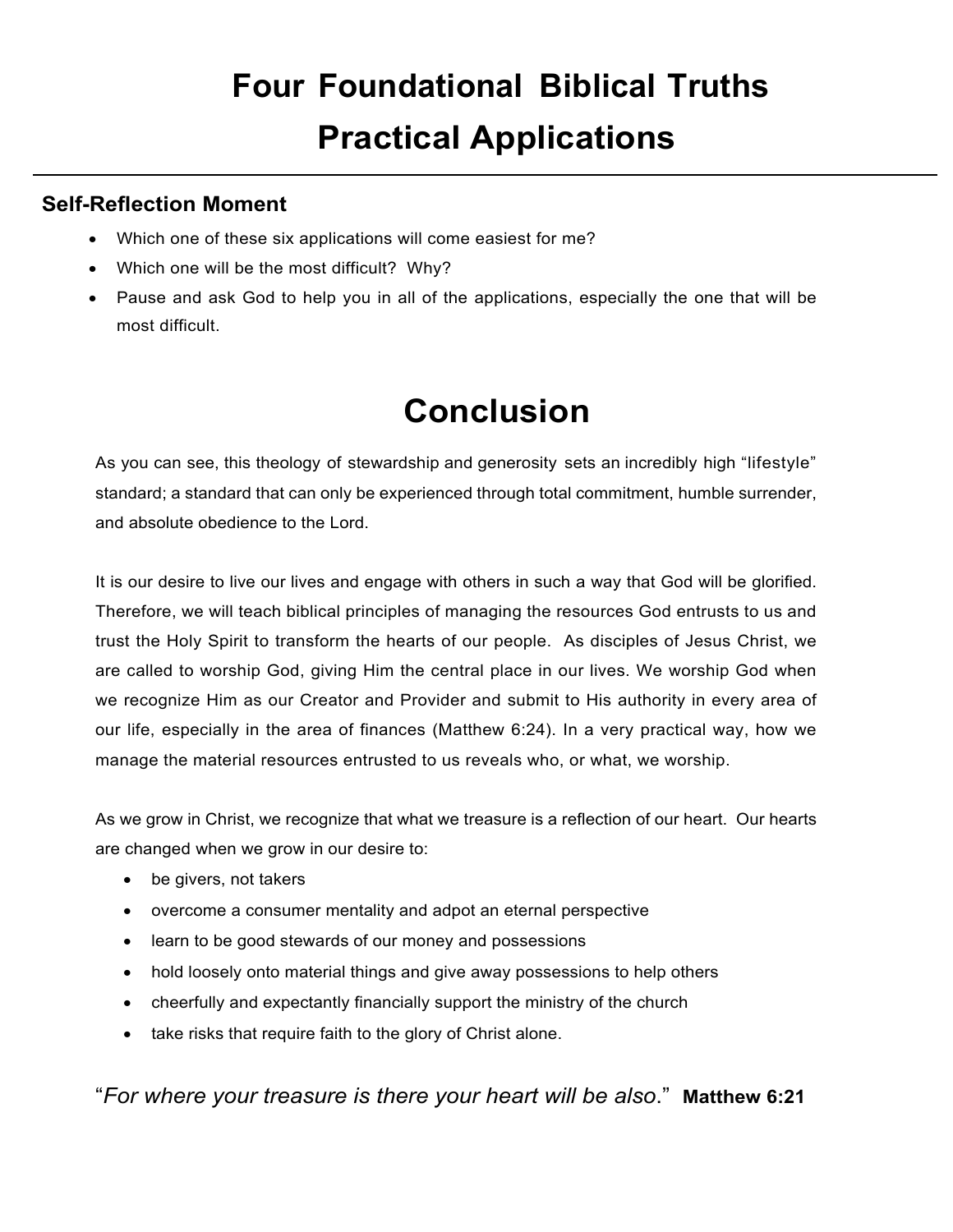# Four Foundational Biblical Truths
# Practical Applications

### Self-Reflection Moment

- Which one of these six applications will come easiest for me?
- Which one will be the most difficult? Why?
- Pause and ask God to help you in all of the applications, especially the one that will be most difficult.

# Conclusion

As you can see, this theology of stewardship and generosity sets an incredibly high "lifestyle" standard; a standard that can only be experienced through total commitment, humble surrender, and absolute obedience to the Lord.

It is our desire to live our lives and engage with others in such a way that God will be glorified. Therefore, we will teach biblical principles of managing the resources God entrusts to us and trust the Holy Spirit to transform the hearts of our people. As disciples of Jesus Christ, we are called to worship God, giving Him the central place in our lives. We worship God when we recognize Him as our Creator and Provider and submit to His authority in every area of our life, especially in the area of finances (Matthew 6:24). In a very practical way, how we manage the material resources entrusted to us reveals who, or what, we worship.

As we grow in Christ, we recognize that what we treasure is a reflection of our heart. Our hearts are changed when we grow in our desire to:

- be givers, not takers
- overcome a consumer mentality and adpot an eternal perspective
- learn to be good stewards of our money and possessions
- hold loosely onto material things and give away possessions to help others
- cheerfully and expectantly financially support the ministry of the church
- take risks that require faith to the glory of Christ alone.

"*For where your treasure is there your heart will be also.*" **Matthew 6:21**